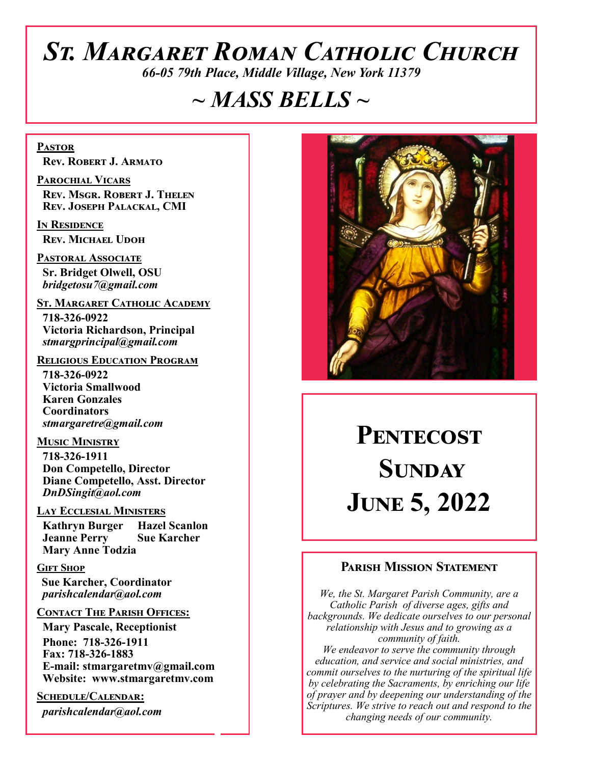# St. Margaret Roman Catholic Church

*66-05 79th Place, Middle Village, New York 11379*

## *~ MASS BELLS ~*

**Pastor**
**Rev. Robert J. Armato**

**Parochial Vicars**
**Rev. Msgr. Robert J. Thelen**
**Rev. Joseph Palackal, CMI**

**In Residence**
**Rev. Michael Udoh**

**Pastoral Associate**
**Sr. Bridget Olwell, OSU**
***bridgetosu7@gmail.com***

**St. Margaret Catholic Academy**
**718-326-0922**
**Victoria Richardson, Principal**
***stmargprincipal@gmail.com***

**Religious Education Program**
**718-326-0922**
**Victoria Smallwood**
**Karen Gonzales**
**Coordinators**
***stmargaretre@gmail.com***

**Music Ministry**
**718-326-1911**
**Don Competello, Director**
**Diane Competello, Asst. Director**
***DnDSingit@aol.com***

**Lay Ecclesial Ministers**
**Kathryn Burger**
**Hazel Scanlon**
**Jeanne Perry**
**Sue Karcher**
**Mary Anne Todzia**

**Gift Shop**
**Sue Karcher, Coordinator**
***parishcalendar@aol.com***

**Contact The Parish Offices:**
**Mary Pascale, Receptionist**
**Phone: 718-326-1911**
**Fax: 718-326-1883**
**E-mail: stmargaretmv@gmail.com**
**Website: www.stmargaretmv.com**

**Schedule/Calendar:**
***parishcalendar@aol.com***

## Pentecost Sunday
## June 5, 2022

### Parish Mission Statement

*We, the St. Margaret Parish Community, are a Catholic Parish of diverse ages, gifts and backgrounds. We dedicate ourselves to our personal relationship with Jesus and to growing as a community of faith.*
*We endeavor to serve the community through education, and service and social ministries, and commit ourselves to the nurturing of the spiritual life by celebrating the Sacraments, by enriching our life of prayer and by deepening our understanding of the Scriptures. We strive to reach out and respond to the changing needs of our community.*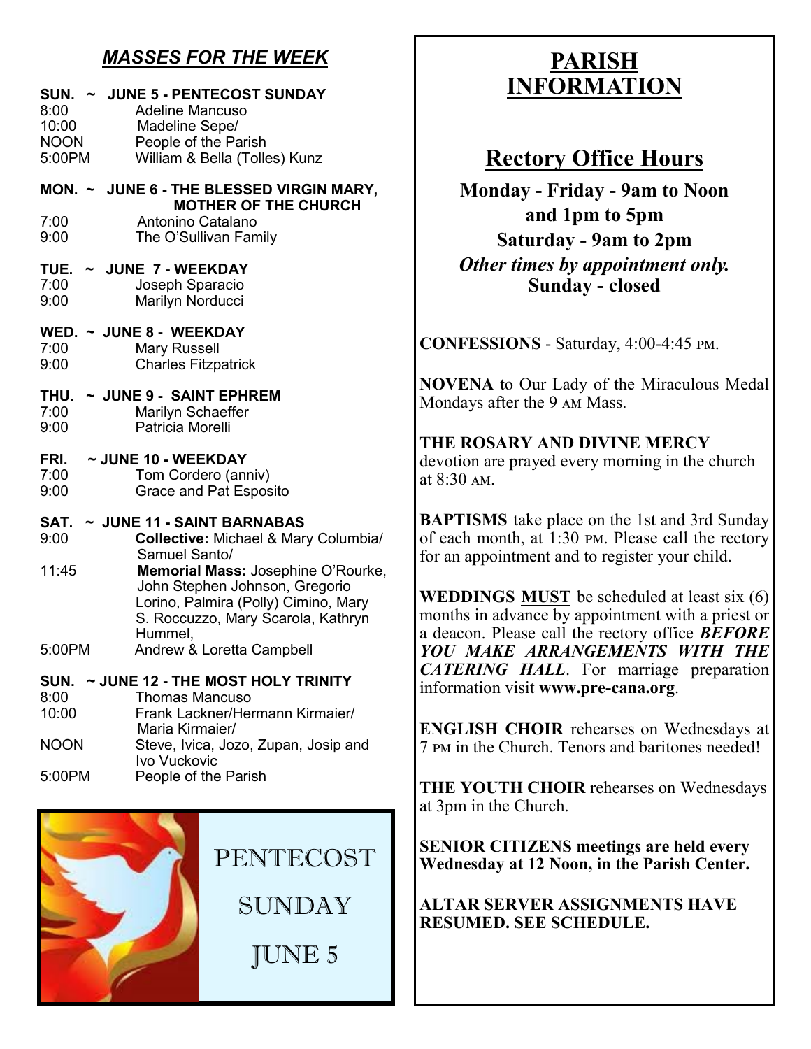## *MASSES FOR THE WEEK*

**SUN. ~ JUNE 5 - PENTECOST SUNDAY**

8:00 Adeline Mancuso
10:00 Madeline Sepe/
NOON People of the Parish
5:00PM William & Bella (Tolles) Kunz

**MON. ~ JUNE 6 - THE BLESSED VIRGIN MARY, MOTHER OF THE CHURCH**

7:00 Antonino Catalano
9:00 The O'Sullivan Family

**TUE. ~ JUNE 7 - WEEKDAY**

7:00 Joseph Sparacio
9:00 Marilyn Norducci

**WED. ~ JUNE 8 - WEEKDAY**

7:00 Mary Russell
9:00 Charles Fitzpatrick

**THU. ~ JUNE 9 - SAINT EPHREM**

7:00 Marilyn Schaeffer
9:00 Patricia Morelli

**FRI. ~ JUNE 10 - WEEKDAY**

7:00 Tom Cordero (anniv)
9:00 Grace and Pat Esposito

**SAT. ~ JUNE 11 - SAINT BARNABAS**

9:00 **Collective:** Michael & Mary Columbia/ Samuel Santo/
11:45 **Memorial Mass:** Josephine O'Rourke, John Stephen Johnson, Gregorio Lorino, Palmira (Polly) Cimino, Mary S. Roccuzzo, Mary Scarola, Kathryn Hummel,
5:00PM Andrew & Loretta Campbell

**SUN. ~ JUNE 12 - THE MOST HOLY TRINITY**

8:00 Thomas Mancuso
10:00 Frank Lackner/Hermann Kirmaier/ Maria Kirmaier/
NOON Steve, Ivica, Jozo, Zupan, Josip and Ivo Vuckovic
5:00PM People of the Parish

PENTECOST
SUNDAY
JUNE 5

# PARISH INFORMATION

## Rectory Office Hours

**Monday - Friday - 9am to Noon and 1pm to 5pm**
**Saturday - 9am to 2pm**
***Other times by appointment only.***
**Sunday - closed**

**CONFESSIONS** - Saturday, 4:00-4:45 PM.

**NOVENA** to Our Lady of the Miraculous Medal Mondays after the 9 AM Mass.

**THE ROSARY AND DIVINE MERCY** devotion are prayed every morning in the church at 8:30 AM.

**BAPTISMS** take place on the 1st and 3rd Sunday of each month, at 1:30 PM. Please call the rectory for an appointment and to register your child.

**WEDDINGS <u>MUST</u>** be scheduled at least six (6) months in advance by appointment with a priest or a deacon. Please call the rectory office ***BEFORE YOU MAKE ARRANGEMENTS WITH THE CATERING HALL***. For marriage preparation information visit **www.pre-cana.org**.

**ENGLISH CHOIR** rehearses on Wednesdays at 7 PM in the Church. Tenors and baritones needed!

**THE YOUTH CHOIR** rehearses on Wednesdays at 3pm in the Church.

**SENIOR CITIZENS meetings are held every Wednesday at 12 Noon, in the Parish Center.**

**ALTAR SERVER ASSIGNMENTS HAVE RESUMED. SEE SCHEDULE.**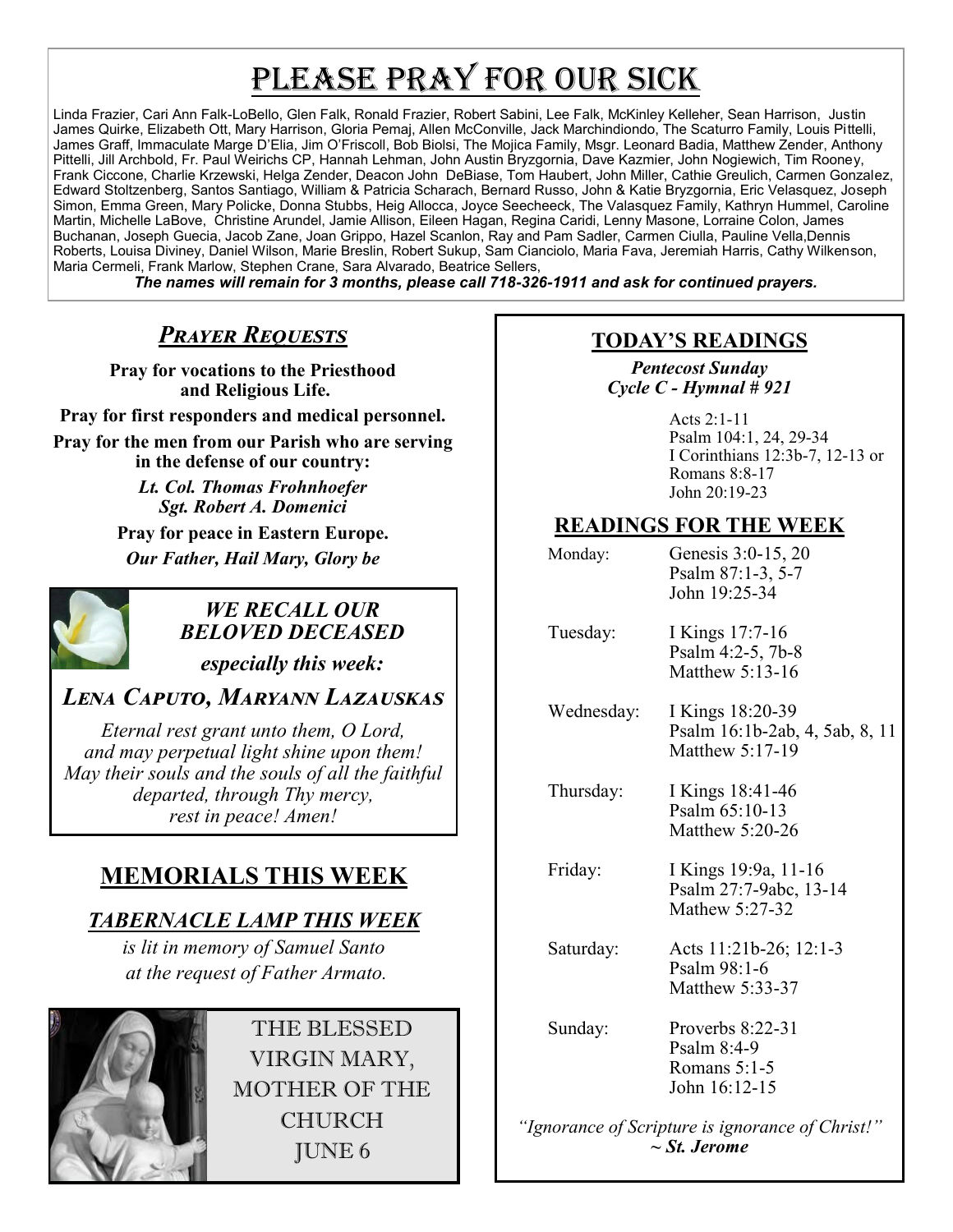# PLEASE PRAY FOR OUR SICK

Linda Frazier, Cari Ann Falk-LoBello, Glen Falk, Ronald Frazier, Robert Sabini, Lee Falk, McKinley Kelleher, Sean Harrison, Justin James Quirke, Elizabeth Ott, Mary Harrison, Gloria Pemaj, Allen McConville, Jack Marchindiondo, The Scaturro Family, Louis Pittelli, James Graff, Immaculate Marge D'Elia, Jim O'Friscoll, Bob Biolsi, The Mojica Family, Msgr. Leonard Badia, Matthew Zender, Anthony Pittelli, Jill Archbold, Fr. Paul Weirichs CP, Hannah Lehman, John Austin Bryzgornia, Dave Kazmier, John Nogiewich, Tim Rooney, Frank Ciccone, Charlie Krzewski, Helga Zender, Deacon John DeBiase, Tom Haubert, John Miller, Cathie Greulich, Carmen Gonzalez, Edward Stoltzenberg, Santos Santiago, William & Patricia Scharach, Bernard Russo, John & Katie Bryzgornia, Eric Velasquez, Joseph Simon, Emma Green, Mary Policke, Donna Stubbs, Heig Allocca, Joyce Seecheeck, The Valasquez Family, Kathryn Hummel, Caroline Martin, Michelle LaBove, Christine Arundel, Jamie Allison, Eileen Hagan, Regina Caridi, Lenny Masone, Lorraine Colon, James Buchanan, Joseph Guecia, Jacob Zane, Joan Grippo, Hazel Scanlon, Ray and Pam Sadler, Carmen Ciulla, Pauline Vella, Dennis Roberts, Louisa Diviney, Daniel Wilson, Marie Breslin, Robert Sukup, Sam Cianciolo, Maria Fava, Jeremiah Harris, Cathy Wilkenson, Maria Cermeli, Frank Marlow, Stephen Crane, Sara Alvarado, Beatrice Sellers,

***The names will remain for 3 months, please call 718-326-1911 and ask for continued prayers.***

## *PRAYER REQUESTS*

**Pray for vocations to the Priesthood and Religious Life.**

**Pray for first responders and medical personnel.**

**Pray for the men from our Parish who are serving in the defense of our country:**

***Lt. Col. Thomas Frohnhoefer***
***Sgt. Robert A. Domenici***

**Pray for peace in Eastern Europe.**

***Our Father, Hail Mary, Glory be***

## *WE RECALL OUR BELOVED DECEASED*

***especially this week:***

***LENA CAPUTO, MARYANN LAZAUSKAS***

*Eternal rest grant unto them, O Lord,*
*and may perpetual light shine upon them!*
*May their souls and the souls of all the faithful departed, through Thy mercy,*
*rest in peace! Amen!*

## MEMORIALS THIS WEEK

### *TABERNACLE LAMP THIS WEEK*

*is lit in memory of Samuel Santo at the request of Father Armato.*

THE BLESSED VIRGIN MARY, MOTHER OF THE CHURCH
JUNE 6

## TODAY'S READINGS

***Pentecost Sunday***
***Cycle C - Hymnal # 921***

Acts 2:1-11
Psalm 104:1, 24, 29-34
I Corinthians 12:3b-7, 12-13 or
Romans 8:8-17
John 20:19-23

## READINGS FOR THE WEEK

| | |
|---|---|
| Monday: | Genesis 3:0-15, 20<br>Psalm 87:1-3, 5-7<br>John 19:25-34 |
| Tuesday: | I Kings 17:7-16<br>Psalm 4:2-5, 7b-8<br>Matthew 5:13-16 |
| Wednesday: | I Kings 18:20-39<br>Psalm 16:1b-2ab, 4, 5ab, 8, 11<br>Matthew 5:17-19 |
| Thursday: | I Kings 18:41-46<br>Psalm 65:10-13<br>Matthew 5:20-26 |
| Friday: | I Kings 19:9a, 11-16<br>Psalm 27:7-9abc, 13-14<br>Mathew 5:27-32 |
| Saturday: | Acts 11:21b-26; 12:1-3<br>Psalm 98:1-6<br>Matthew 5:33-37 |
| Sunday: | Proverbs 8:22-31<br>Psalm 8:4-9<br>Romans 5:1-5<br>John 16:12-15 |

*"Ignorance of Scripture is ignorance of Christ!"*
***~ St. Jerome***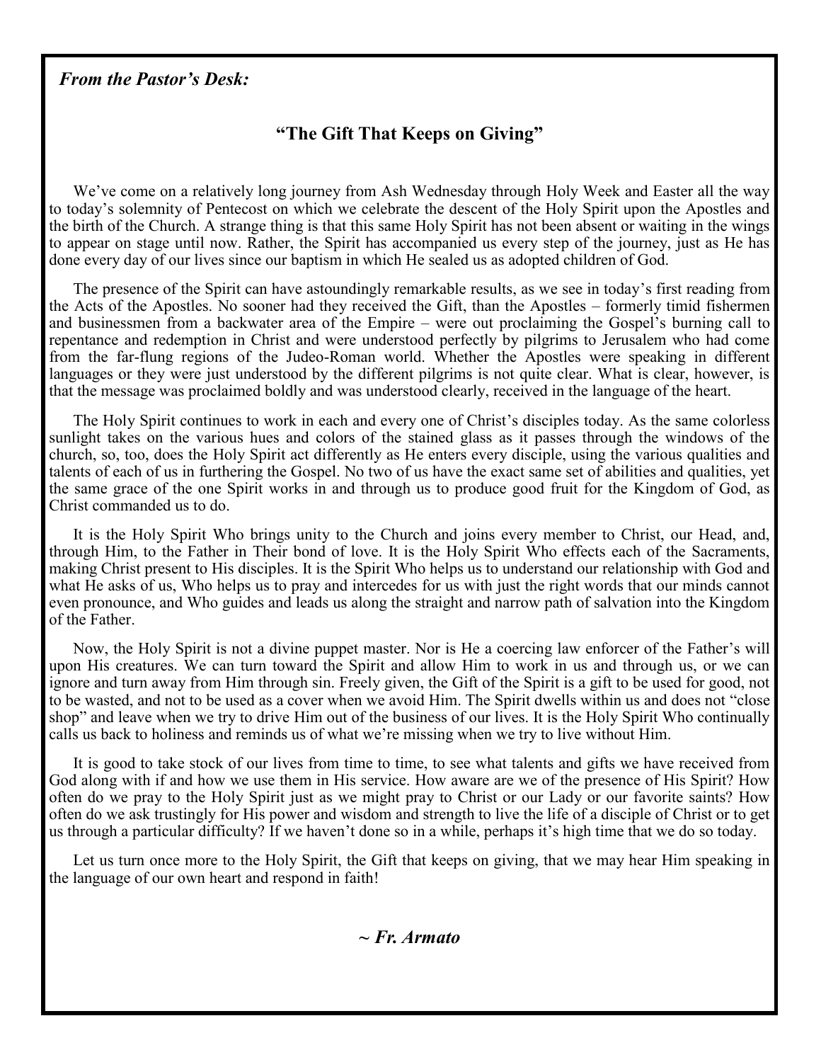*From the Pastor's Desk:*

## "The Gift That Keeps on Giving"

We've come on a relatively long journey from Ash Wednesday through Holy Week and Easter all the way to today's solemnity of Pentecost on which we celebrate the descent of the Holy Spirit upon the Apostles and the birth of the Church. A strange thing is that this same Holy Spirit has not been absent or waiting in the wings to appear on stage until now. Rather, the Spirit has accompanied us every step of the journey, just as He has done every day of our lives since our baptism in which He sealed us as adopted children of God.

The presence of the Spirit can have astoundingly remarkable results, as we see in today's first reading from the Acts of the Apostles. No sooner had they received the Gift, than the Apostles – formerly timid fishermen and businessmen from a backwater area of the Empire – were out proclaiming the Gospel's burning call to repentance and redemption in Christ and were understood perfectly by pilgrims to Jerusalem who had come from the far-flung regions of the Judeo-Roman world. Whether the Apostles were speaking in different languages or they were just understood by the different pilgrims is not quite clear. What is clear, however, is that the message was proclaimed boldly and was understood clearly, received in the language of the heart.

The Holy Spirit continues to work in each and every one of Christ's disciples today. As the same colorless sunlight takes on the various hues and colors of the stained glass as it passes through the windows of the church, so, too, does the Holy Spirit act differently as He enters every disciple, using the various qualities and talents of each of us in furthering the Gospel. No two of us have the exact same set of abilities and qualities, yet the same grace of the one Spirit works in and through us to produce good fruit for the Kingdom of God, as Christ commanded us to do.

It is the Holy Spirit Who brings unity to the Church and joins every member to Christ, our Head, and, through Him, to the Father in Their bond of love. It is the Holy Spirit Who effects each of the Sacraments, making Christ present to His disciples. It is the Spirit Who helps us to understand our relationship with God and what He asks of us, Who helps us to pray and intercedes for us with just the right words that our minds cannot even pronounce, and Who guides and leads us along the straight and narrow path of salvation into the Kingdom of the Father.

Now, the Holy Spirit is not a divine puppet master. Nor is He a coercing law enforcer of the Father's will upon His creatures. We can turn toward the Spirit and allow Him to work in us and through us, or we can ignore and turn away from Him through sin. Freely given, the Gift of the Spirit is a gift to be used for good, not to be wasted, and not to be used as a cover when we avoid Him. The Spirit dwells within us and does not "close shop" and leave when we try to drive Him out of the business of our lives. It is the Holy Spirit Who continually calls us back to holiness and reminds us of what we're missing when we try to live without Him.

It is good to take stock of our lives from time to time, to see what talents and gifts we have received from God along with if and how we use them in His service. How aware are we of the presence of His Spirit? How often do we pray to the Holy Spirit just as we might pray to Christ or our Lady or our favorite saints? How often do we ask trustingly for His power and wisdom and strength to live the life of a disciple of Christ or to get us through a particular difficulty? If we haven't done so in a while, perhaps it's high time that we do so today.

Let us turn once more to the Holy Spirit, the Gift that keeps on giving, that we may hear Him speaking in the language of our own heart and respond in faith!

***~ Fr. Armato***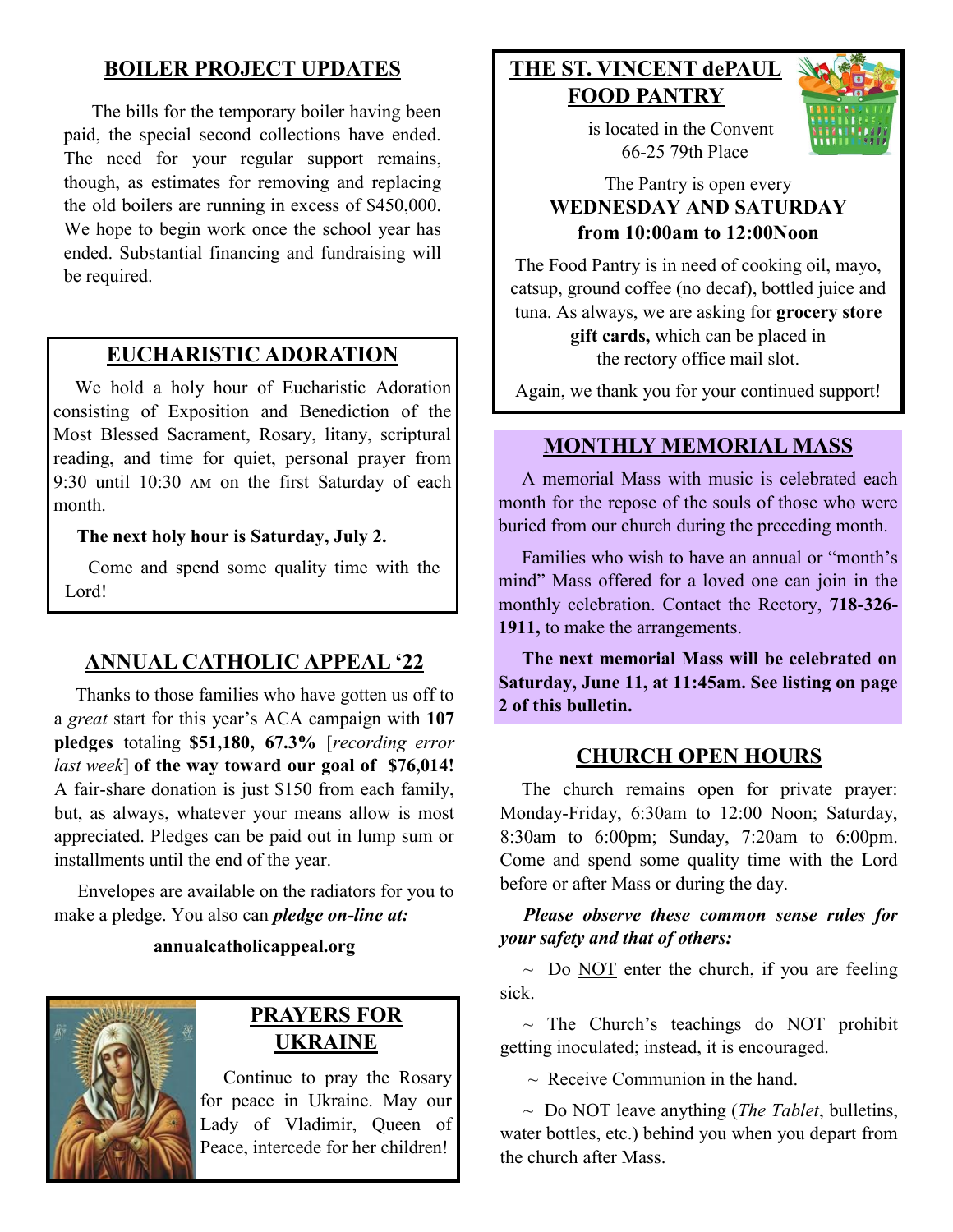## BOILER PROJECT UPDATES

The bills for the temporary boiler having been paid, the special second collections have ended. The need for your regular support remains, though, as estimates for removing and replacing the old boilers are running in excess of $450,000. We hope to begin work once the school year has ended. Substantial financing and fundraising will be required.

## EUCHARISTIC ADORATION

We hold a holy hour of Eucharistic Adoration consisting of Exposition and Benediction of the Most Blessed Sacrament, Rosary, litany, scriptural reading, and time for quiet, personal prayer from 9:30 until 10:30 AM on the first Saturday of each month.

**The next holy hour is Saturday, July 2.**

Come and spend some quality time with the Lord!

## ANNUAL CATHOLIC APPEAL '22

Thanks to those families who have gotten us off to a *great* start for this year's ACA campaign with **107 pledges** totaling **$51,180, 67.3%** [*recording error last week*] **of the way toward our goal of $76,014!** A fair-share donation is just $150 from each family, but, as always, whatever your means allow is most appreciated. Pledges can be paid out in lump sum or installments until the end of the year.

Envelopes are available on the radiators for you to make a pledge. You also can ***pledge on-line at:***

**annualcatholicappeal.org**

## PRAYERS FOR UKRAINE

Continue to pray the Rosary for peace in Ukraine. May our Lady of Vladimir, Queen of Peace, intercede for her children!

## THE ST. VINCENT dePAUL FOOD PANTRY

is located in the Convent
66-25 79th Place

The Pantry is open every
**WEDNESDAY AND SATURDAY**
**from 10:00am to 12:00Noon**

The Food Pantry is in need of cooking oil, mayo, catsup, ground coffee (no decaf), bottled juice and tuna. As always, we are asking for **grocery store gift cards,** which can be placed in the rectory office mail slot.

Again, we thank you for your continued support!

## MONTHLY MEMORIAL MASS

A memorial Mass with music is celebrated each month for the repose of the souls of those who were buried from our church during the preceding month.

Families who wish to have an annual or "month's mind" Mass offered for a loved one can join in the monthly celebration. Contact the Rectory, **718-326-1911,** to make the arrangements.

**The next memorial Mass will be celebrated on Saturday, June 11, at 11:45am. See listing on page 2 of this bulletin.**

## CHURCH OPEN HOURS

The church remains open for private prayer: Monday-Friday, 6:30am to 12:00 Noon; Saturday, 8:30am to 6:00pm; Sunday, 7:20am to 6:00pm. Come and spend some quality time with the Lord before or after Mass or during the day.

***Please observe these common sense rules for your safety and that of others:***

~ Do <u>NOT</u> enter the church, if you are feeling sick.

~ The Church's teachings do NOT prohibit getting inoculated; instead, it is encouraged.

~ Receive Communion in the hand.

~ Do NOT leave anything (*The Tablet*, bulletins, water bottles, etc.) behind you when you depart from the church after Mass.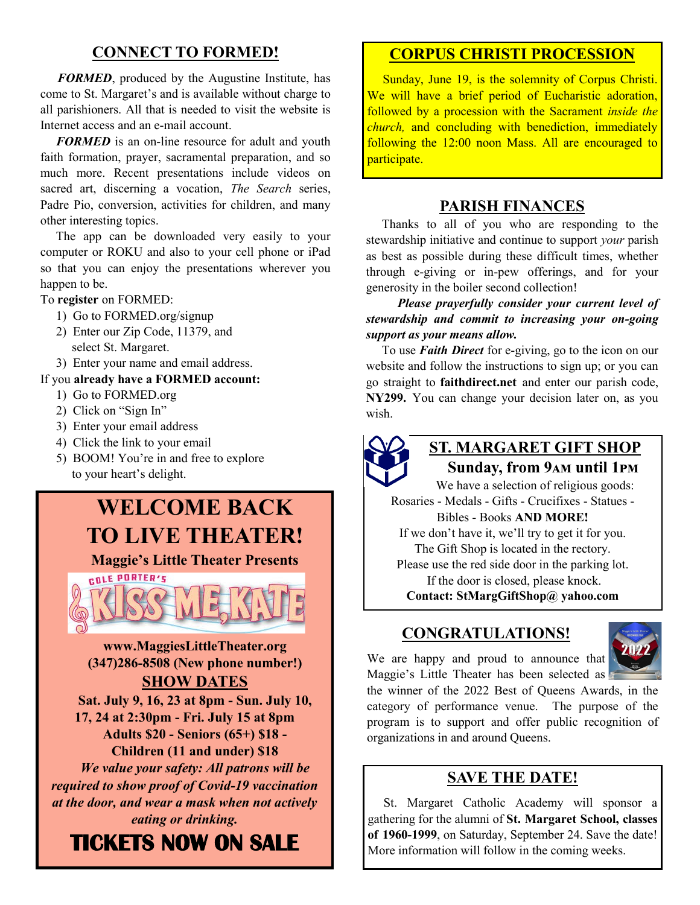## CONNECT TO FORMED!

***FORMED***, produced by the Augustine Institute, has come to St. Margaret's and is available without charge to all parishioners. All that is needed to visit the website is Internet access and an e-mail account.

***FORMED*** is an on-line resource for adult and youth faith formation, prayer, sacramental preparation, and so much more. Recent presentations include videos on sacred art, discerning a vocation, *The Search* series, Padre Pio, conversion, activities for children, and many other interesting topics.

The app can be downloaded very easily to your computer or ROKU and also to your cell phone or iPad so that you can enjoy the presentations wherever you happen to be.

To **register** on FORMED:

1) Go to FORMED.org/signup
2) Enter our Zip Code, 11379, and select St. Margaret.
3) Enter your name and email address.

If you **already have a FORMED account:**

1) Go to FORMED.org
2) Click on "Sign In"
3) Enter your email address
4) Click the link to your email
5) BOOM! You're in and free to explore to your heart's delight.

## WELCOME BACK TO LIVE THEATER!

**Maggie's Little Theater Presents**

COLE PORTER'S KISS ME, KATE

**www.MaggiesLittleTheater.org**
**(347)286-8508 (New phone number!)**

**SHOW DATES**

**Sat. July 9, 16, 23 at 8pm - Sun. July 10, 17, 24 at 2:30pm - Fri. July 15 at 8pm**
**Adults $20 - Seniors (65+) $18 - Children (11 and under) $18**

***We value your safety: All patrons will be required to show proof of Covid-19 vaccination at the door, and wear a mask when not actively eating or drinking.***

**TICKETS NOW ON SALE**

## CORPUS CHRISTI PROCESSION

Sunday, June 19, is the solemnity of Corpus Christi. We will have a brief period of Eucharistic adoration, followed by a procession with the Sacrament *inside the church,* and concluding with benediction, immediately following the 12:00 noon Mass. All are encouraged to participate.

## PARISH FINANCES

Thanks to all of you who are responding to the stewardship initiative and continue to support *your* parish as best as possible during these difficult times, whether through e-giving or in-pew offerings, and for your generosity in the boiler second collection!

***Please prayerfully consider your current level of stewardship and commit to increasing your on-going support as your means allow.***

To use ***Faith Direct*** for e-giving, go to the icon on our website and follow the instructions to sign up; or you can go straight to **faithdirect.net** and enter our parish code, **NY299.** You can change your decision later on, as you wish.

## ST. MARGARET GIFT SHOP

**Sunday, from 9AM until 1PM**

We have a selection of religious goods:
Rosaries - Medals - Gifts - Crucifixes - Statues - Bibles - Books **AND MORE!**
If we don't have it, we'll try to get it for you.
The Gift Shop is located in the rectory.
Please use the red side door in the parking lot.
If the door is closed, please knock.
**Contact: StMargGiftShop@ yahoo.com**

## CONGRATULATIONS!

We are happy and proud to announce that Maggie's Little Theater has been selected as the winner of the 2022 Best of Queens Awards, in the category of performance venue. The purpose of the program is to support and offer public recognition of organizations in and around Queens.

## SAVE THE DATE!

St. Margaret Catholic Academy will sponsor a gathering for the alumni of **St. Margaret School, classes of 1960-1999**, on Saturday, September 24. Save the date! More information will follow in the coming weeks.